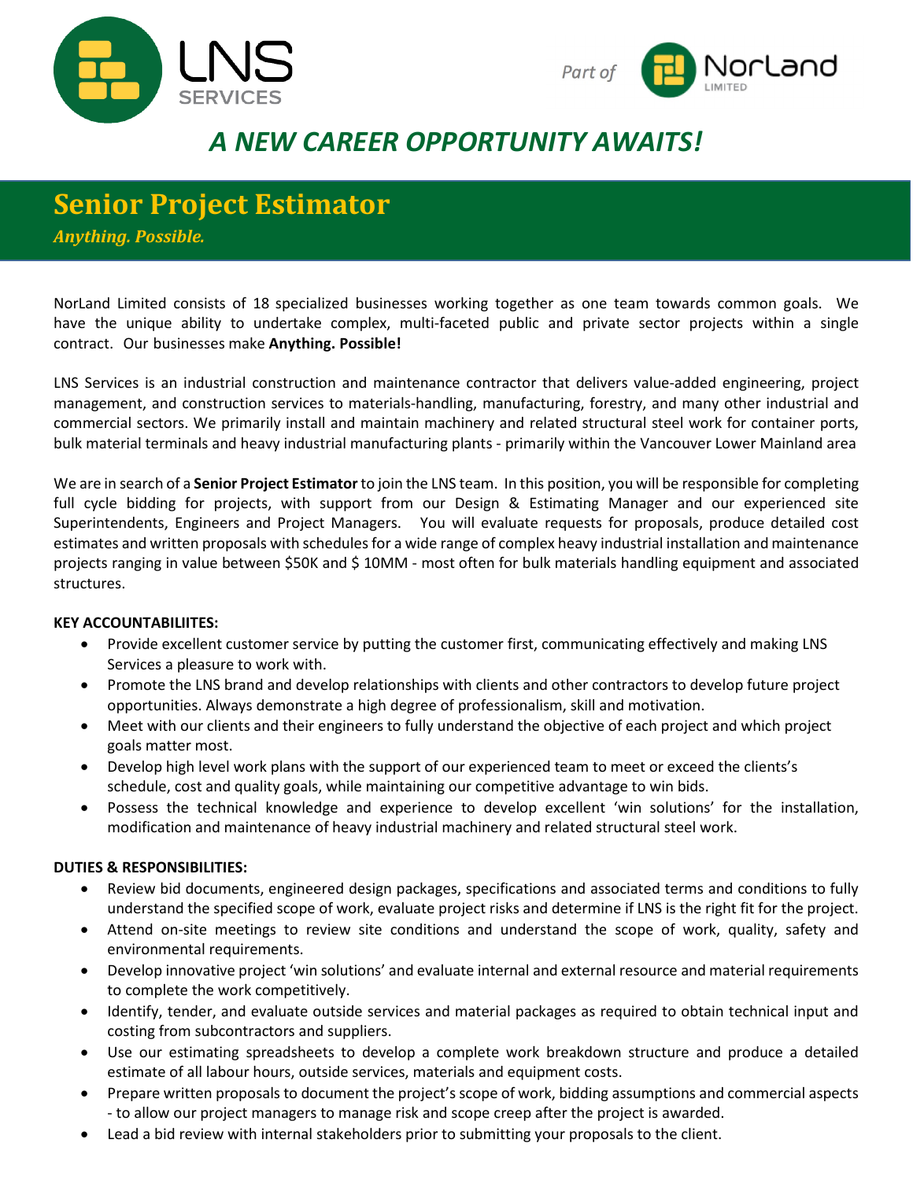LNS SERVICES

*Part of* NorLand LIMITED

## *A NEW CAREER OPPORTUNITY AWAITS!*

# Senior Project Estimator

*Anything. Possible.*

NorLand Limited consists of 18 specialized businesses working together as one team towards common goals. We have the unique ability to undertake complex, multi-faceted public and private sector projects within a single contract. Our businesses make **Anything. Possible!**

LNS Services is an industrial construction and maintenance contractor that delivers value-added engineering, project management, and construction services to materials-handling, manufacturing, forestry, and many other industrial and commercial sectors. We primarily install and maintain machinery and related structural steel work for container ports, bulk material terminals and heavy industrial manufacturing plants - primarily within the Vancouver Lower Mainland area

We are in search of a **Senior Project Estimator** to join the LNS team. In this position, you will be responsible for completing full cycle bidding for projects, with support from our Design & Estimating Manager and our experienced site Superintendents, Engineers and Project Managers. You will evaluate requests for proposals, produce detailed cost estimates and written proposals with schedules for a wide range of complex heavy industrial installation and maintenance projects ranging in value between $50K and $ 10MM - most often for bulk materials handling equipment and associated structures.

**KEY ACCOUNTABILIITES:**

- Provide excellent customer service by putting the customer first, communicating effectively and making LNS Services a pleasure to work with.
- Promote the LNS brand and develop relationships with clients and other contractors to develop future project opportunities. Always demonstrate a high degree of professionalism, skill and motivation.
- Meet with our clients and their engineers to fully understand the objective of each project and which project goals matter most.
- Develop high level work plans with the support of our experienced team to meet or exceed the clients's schedule, cost and quality goals, while maintaining our competitive advantage to win bids.
- Possess the technical knowledge and experience to develop excellent 'win solutions' for the installation, modification and maintenance of heavy industrial machinery and related structural steel work.

**DUTIES & RESPONSIBILITIES:**

- Review bid documents, engineered design packages, specifications and associated terms and conditions to fully understand the specified scope of work, evaluate project risks and determine if LNS is the right fit for the project.
- Attend on-site meetings to review site conditions and understand the scope of work, quality, safety and environmental requirements.
- Develop innovative project 'win solutions' and evaluate internal and external resource and material requirements to complete the work competitively.
- Identify, tender, and evaluate outside services and material packages as required to obtain technical input and costing from subcontractors and suppliers.
- Use our estimating spreadsheets to develop a complete work breakdown structure and produce a detailed estimate of all labour hours, outside services, materials and equipment costs.
- Prepare written proposals to document the project's scope of work, bidding assumptions and commercial aspects - to allow our project managers to manage risk and scope creep after the project is awarded.
- Lead a bid review with internal stakeholders prior to submitting your proposals to the client.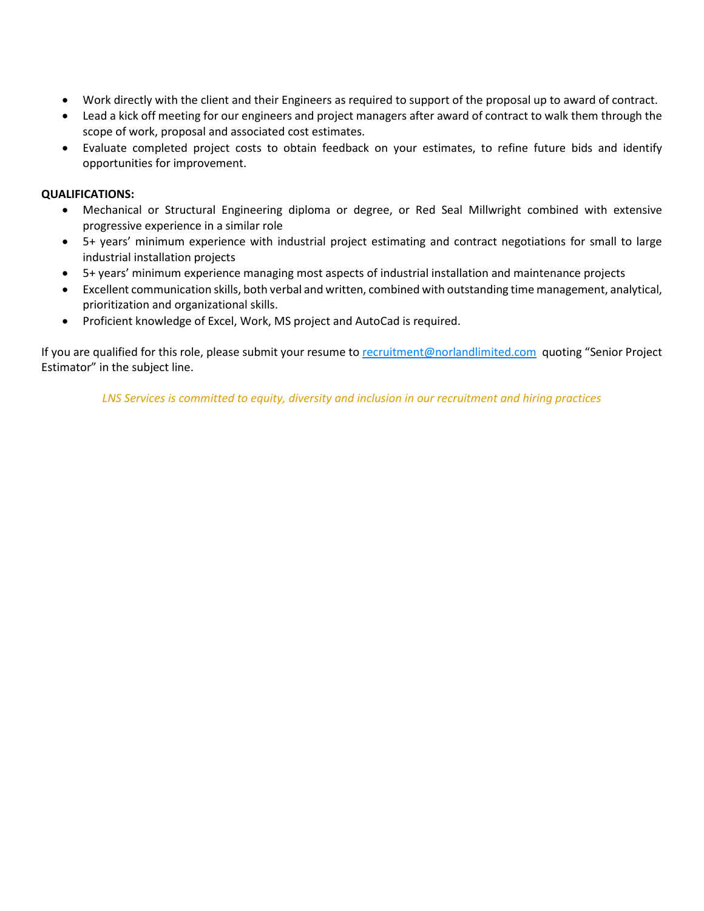- Work directly with the client and their Engineers as required to support of the proposal up to award of contract.
- Lead a kick off meeting for our engineers and project managers after award of contract to walk them through the scope of work, proposal and associated cost estimates.
- Evaluate completed project costs to obtain feedback on your estimates, to refine future bids and identify opportunities for improvement.

**QUALIFICATIONS:**

- Mechanical or Structural Engineering diploma or degree, or Red Seal Millwright combined with extensive progressive experience in a similar role
- 5+ years' minimum experience with industrial project estimating and contract negotiations for small to large industrial installation projects
- 5+ years' minimum experience managing most aspects of industrial installation and maintenance projects
- Excellent communication skills, both verbal and written, combined with outstanding time management, analytical, prioritization and organizational skills.
- Proficient knowledge of Excel, Work, MS project and AutoCad is required.

If you are qualified for this role, please submit your resume to [recruitment@norlandlimited.com](mailto:recruitment@norlandlimited.com) quoting "Senior Project Estimator" in the subject line.

*LNS Services is committed to equity, diversity and inclusion in our recruitment and hiring practices*